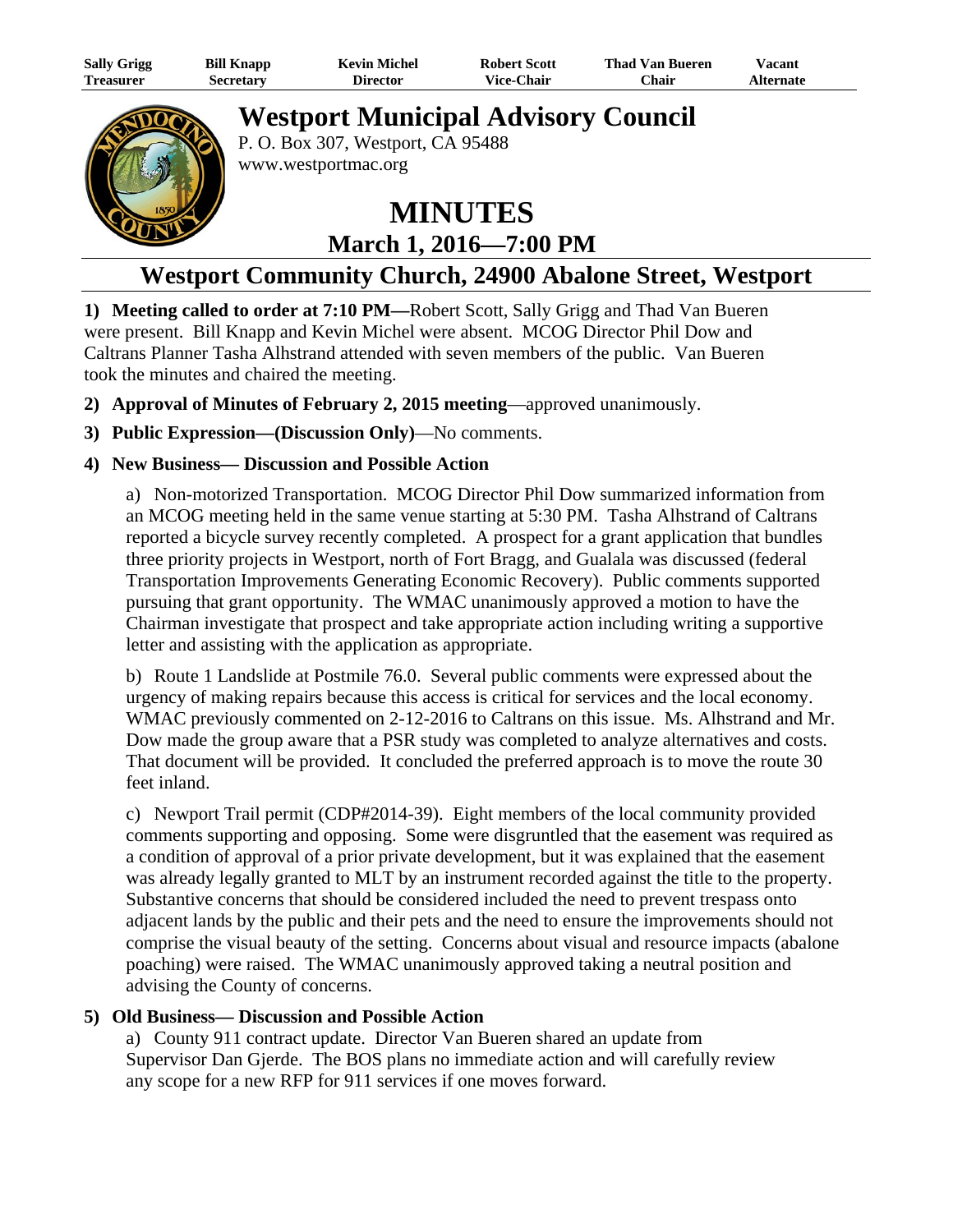| Sally Grigg | Bill Knapp | Kevin Michel | Robert Scott | Thad Van Bueren | Vacant |
|---|---|---|---|---|---|
| Treasurer | Secretary | Director | Vice-Chair | Chair | Alternate |

# Westport Municipal Advisory Council

P. O. Box 307, Westport, CA 95488
www.westportmac.org

# MINUTES

## March 1, 2016—7:00 PM

## Westport Community Church, 24900 Abalone Street, Westport

1) **Meeting called to order at 7:10 PM—**Robert Scott, Sally Grigg and Thad Van Bueren were present. Bill Knapp and Kevin Michel were absent. MCOG Director Phil Dow and Caltrans Planner Tasha Alhstrand attended with seven members of the public. Van Bueren took the minutes and chaired the meeting.

2) **Approval of Minutes of February 2, 2015 meeting**—approved unanimously.

3) **Public Expression—(Discussion Only)**—No comments.

4) **New Business— Discussion and Possible Action**

a) Non-motorized Transportation. MCOG Director Phil Dow summarized information from an MCOG meeting held in the same venue starting at 5:30 PM. Tasha Alhstrand of Caltrans reported a bicycle survey recently completed. A prospect for a grant application that bundles three priority projects in Westport, north of Fort Bragg, and Gualala was discussed (federal Transportation Improvements Generating Economic Recovery). Public comments supported pursuing that grant opportunity. The WMAC unanimously approved a motion to have the Chairman investigate that prospect and take appropriate action including writing a supportive letter and assisting with the application as appropriate.

b) Route 1 Landslide at Postmile 76.0. Several public comments were expressed about the urgency of making repairs because this access is critical for services and the local economy. WMAC previously commented on 2-12-2016 to Caltrans on this issue. Ms. Alhstrand and Mr. Dow made the group aware that a PSR study was completed to analyze alternatives and costs. That document will be provided. It concluded the preferred approach is to move the route 30 feet inland.

c) Newport Trail permit (CDP#2014-39). Eight members of the local community provided comments supporting and opposing. Some were disgruntled that the easement was required as a condition of approval of a prior private development, but it was explained that the easement was already legally granted to MLT by an instrument recorded against the title to the property. Substantive concerns that should be considered included the need to prevent trespass onto adjacent lands by the public and their pets and the need to ensure the improvements should not comprise the visual beauty of the setting. Concerns about visual and resource impacts (abalone poaching) were raised. The WMAC unanimously approved taking a neutral position and advising the County of concerns.

5) **Old Business— Discussion and Possible Action**

a) County 911 contract update. Director Van Bueren shared an update from Supervisor Dan Gjerde. The BOS plans no immediate action and will carefully review any scope for a new RFP for 911 services if one moves forward.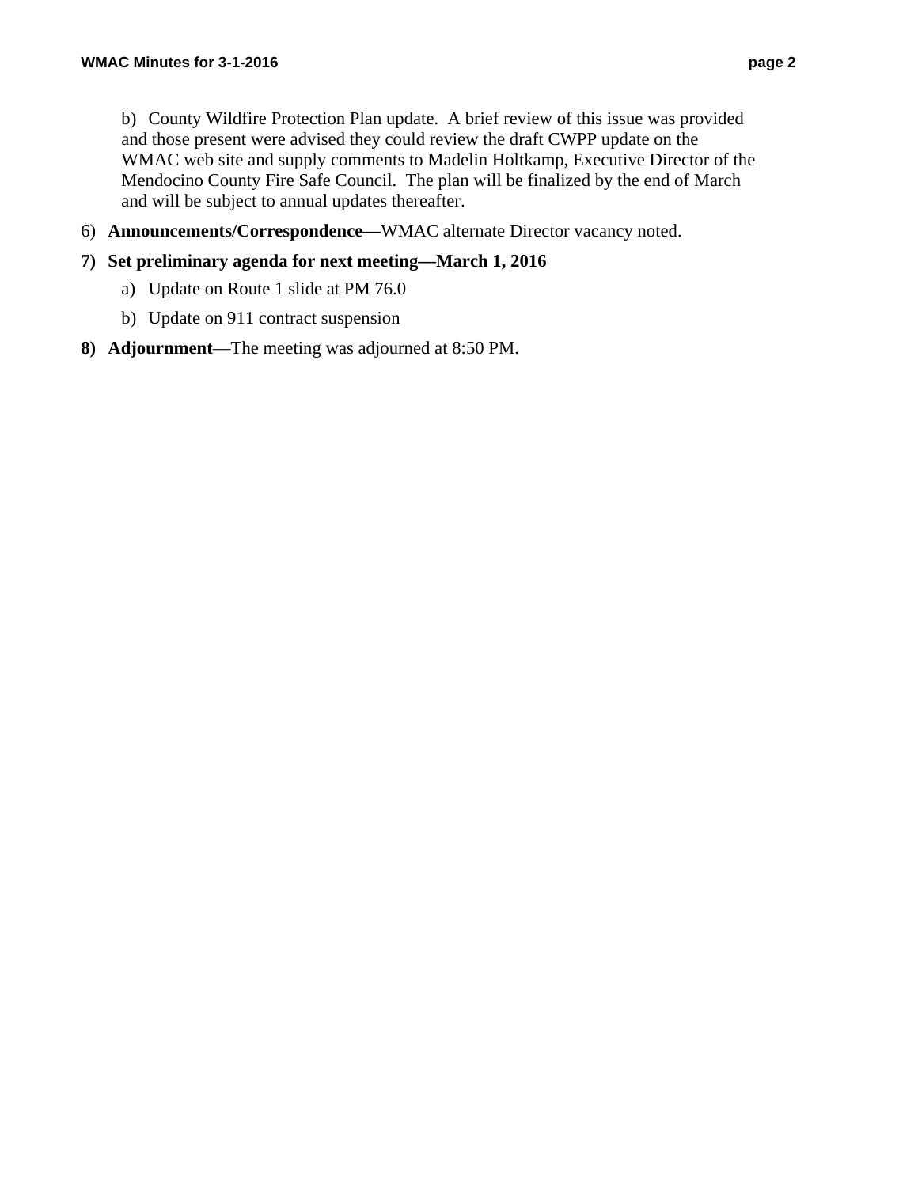b) County Wildfire Protection Plan update. A brief review of this issue was provided and those present were advised they could review the draft CWPP update on the WMAC web site and supply comments to Madelin Holtkamp, Executive Director of the Mendocino County Fire Safe Council. The plan will be finalized by the end of March and will be subject to annual updates thereafter.

6) **Announcements/Correspondence—**WMAC alternate Director vacancy noted.

7) **Set preliminary agenda for next meeting—March 1, 2016**

   a) Update on Route 1 slide at PM 76.0

   b) Update on 911 contract suspension

8) **Adjournment**—The meeting was adjourned at 8:50 PM.